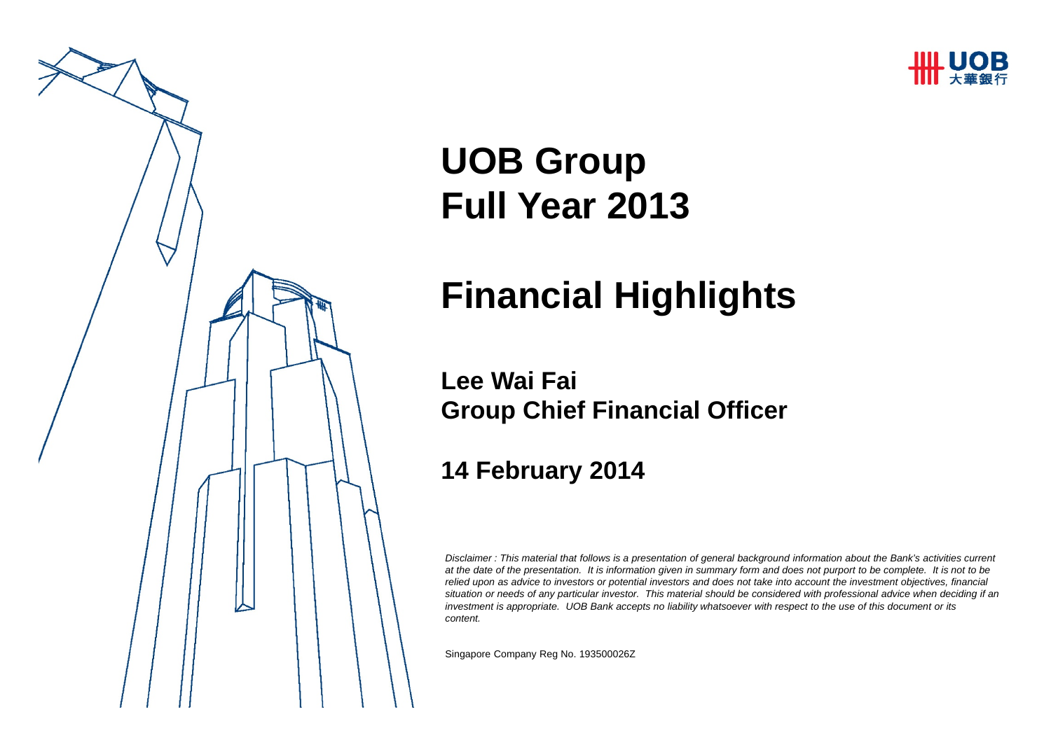UOB 大華銀行

# UOB Group Full Year 2013

# Financial Highlights

## Lee Wai Fai
## Group Chief Financial Officer

## 14 February 2014

*Disclaimer : This material that follows is a presentation of general background information about the Bank's activities current at the date of the presentation. It is information given in summary form and does not purport to be complete. It is not to be relied upon as advice to investors or potential investors and does not take into account the investment objectives, financial situation or needs of any particular investor. This material should be considered with professional advice when deciding if an investment is appropriate. UOB Bank accepts no liability whatsoever with respect to the use of this document or its content.*

Singapore Company Reg No. 193500026Z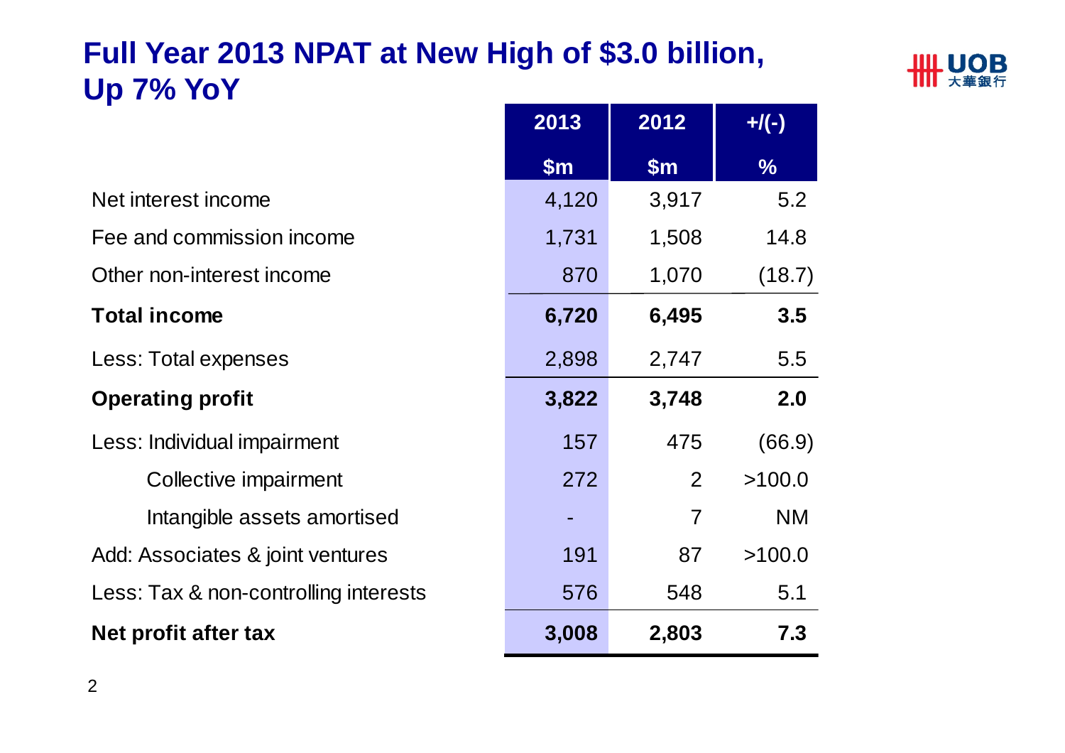# Full Year 2013 NPAT at New High of $3.0 billion, Up 7% YoY

| | 2013 | 2012 | +/(-) |
|---|---|---|---|
| | $m | $m | % |
| Net interest income | 4,120 | 3,917 | 5.2 |
| Fee and commission income | 1,731 | 1,508 | 14.8 |
| Other non-interest income | 870 | 1,070 | (18.7) |
| **Total income** | **6,720** | **6,495** | **3.5** |
| Less: Total expenses | 2,898 | 2,747 | 5.5 |
| **Operating profit** | **3,822** | **3,748** | **2.0** |
| Less: Individual impairment | 157 | 475 | (66.9) |
| Collective impairment | 272 | 2 | >100.0 |
| Intangible assets amortised | - | 7 | NM |
| Add: Associates & joint ventures | 191 | 87 | >100.0 |
| Less: Tax & non-controlling interests | 576 | 548 | 5.1 |
| **Net profit after tax** | **3,008** | **2,803** | **7.3** |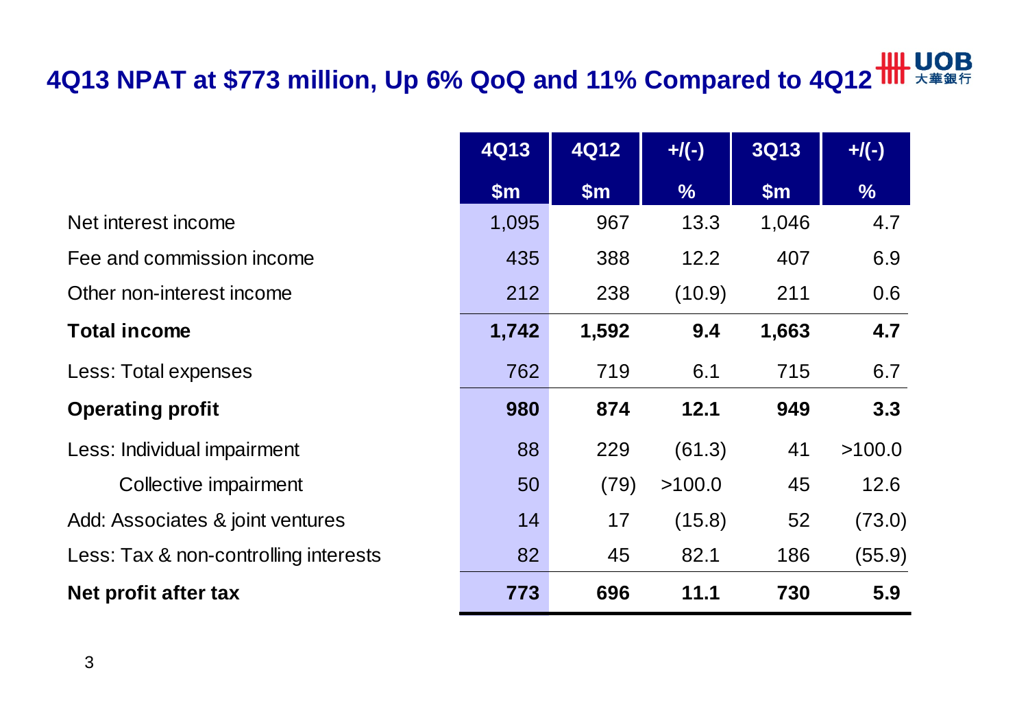# 4Q13 NPAT at $773 million, Up 6% QoQ and 11% Compared to 4Q12

| | 4Q13 | 4Q12 | +/(-) | 3Q13 | +/(-) |
|---|---|---|---|---|---|
| | $m | $m | % | $m | % |
| Net interest income | 1,095 | 967 | 13.3 | 1,046 | 4.7 |
| Fee and commission income | 435 | 388 | 12.2 | 407 | 6.9 |
| Other non-interest income | 212 | 238 | (10.9) | 211 | 0.6 |
| **Total income** | **1,742** | **1,592** | **9.4** | **1,663** | **4.7** |
| Less: Total expenses | 762 | 719 | 6.1 | 715 | 6.7 |
| **Operating profit** | **980** | **874** | **12.1** | **949** | **3.3** |
| Less: Individual impairment | 88 | 229 | (61.3) | 41 | >100.0 |
| Collective impairment | 50 | (79) | >100.0 | 45 | 12.6 |
| Add: Associates & joint ventures | 14 | 17 | (15.8) | 52 | (73.0) |
| Less: Tax & non-controlling interests | 82 | 45 | 82.1 | 186 | (55.9) |
| **Net profit after tax** | **773** | **696** | **11.1** | **730** | **5.9** |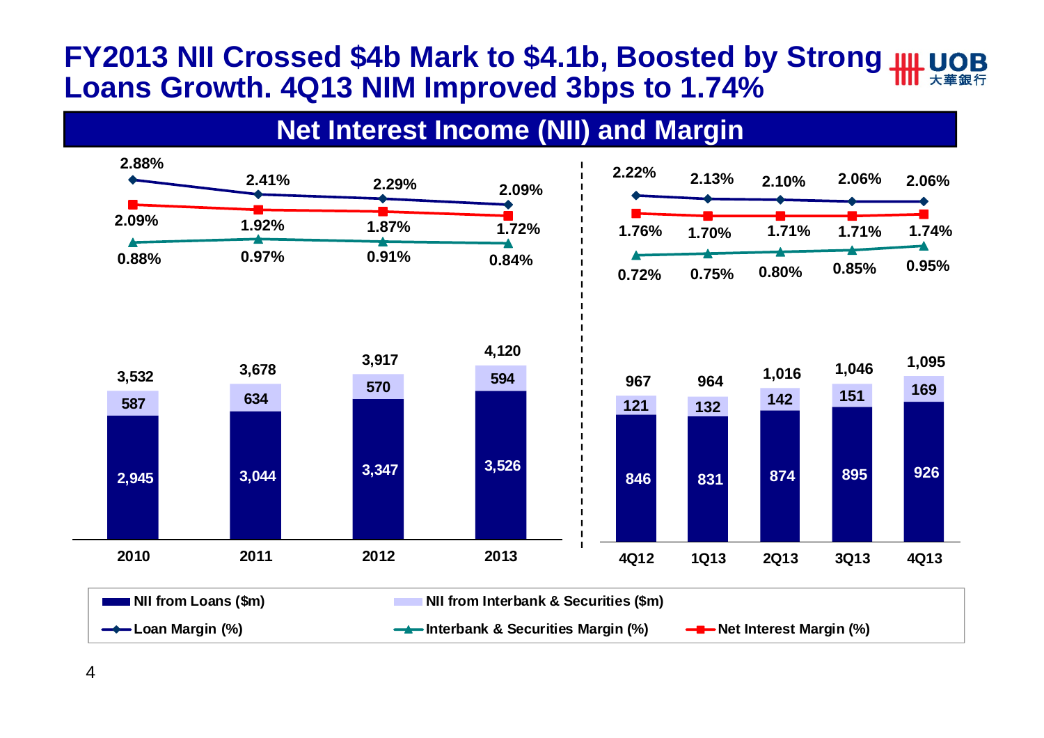# FY2013 NII Crossed $4b Mark to $4.1b, Boosted by Strong Loans Growth. 4Q13 NIM Improved 3bps to 1.74%

## Net Interest Income (NII) and Margin

| | 2010 | 2011 | 2012 | 2013 |
|---|---|---|---|---|
| NII from Loans ($m) | 2,945 | 3,044 | 3,347 | 3,526 |
| NII from Interbank & Securities ($m) | 587 | 634 | 570 | 594 |
| Total NII ($m) | 3,532 | 3,678 | 3,917 | 4,120 |
| Loan Margin (%) | 2.88% | 2.41% | 2.29% | 2.09% |
| Net Interest Margin (%) | 2.09% | 1.92% | 1.87% | 1.72% |
| Interbank & Securities Margin (%) | 0.88% | 0.97% | 0.91% | 0.84% |

| | 4Q12 | 1Q13 | 2Q13 | 3Q13 | 4Q13 |
|---|---|---|---|---|---|
| NII from Loans ($m) | 846 | 831 | 874 | 895 | 926 |
| NII from Interbank & Securities ($m) | 121 | 132 | 142 | 151 | 169 |
| Total NII ($m) | 967 | 964 | 1,016 | 1,046 | 1,095 |
| Loan Margin (%) | 2.22% | 2.13% | 2.10% | 2.06% | 2.06% |
| Net Interest Margin (%) | 1.76% | 1.70% | 1.71% | 1.71% | 1.74% |
| Interbank & Securities Margin (%) | 0.72% | 0.75% | 0.80% | 0.85% | 0.95% |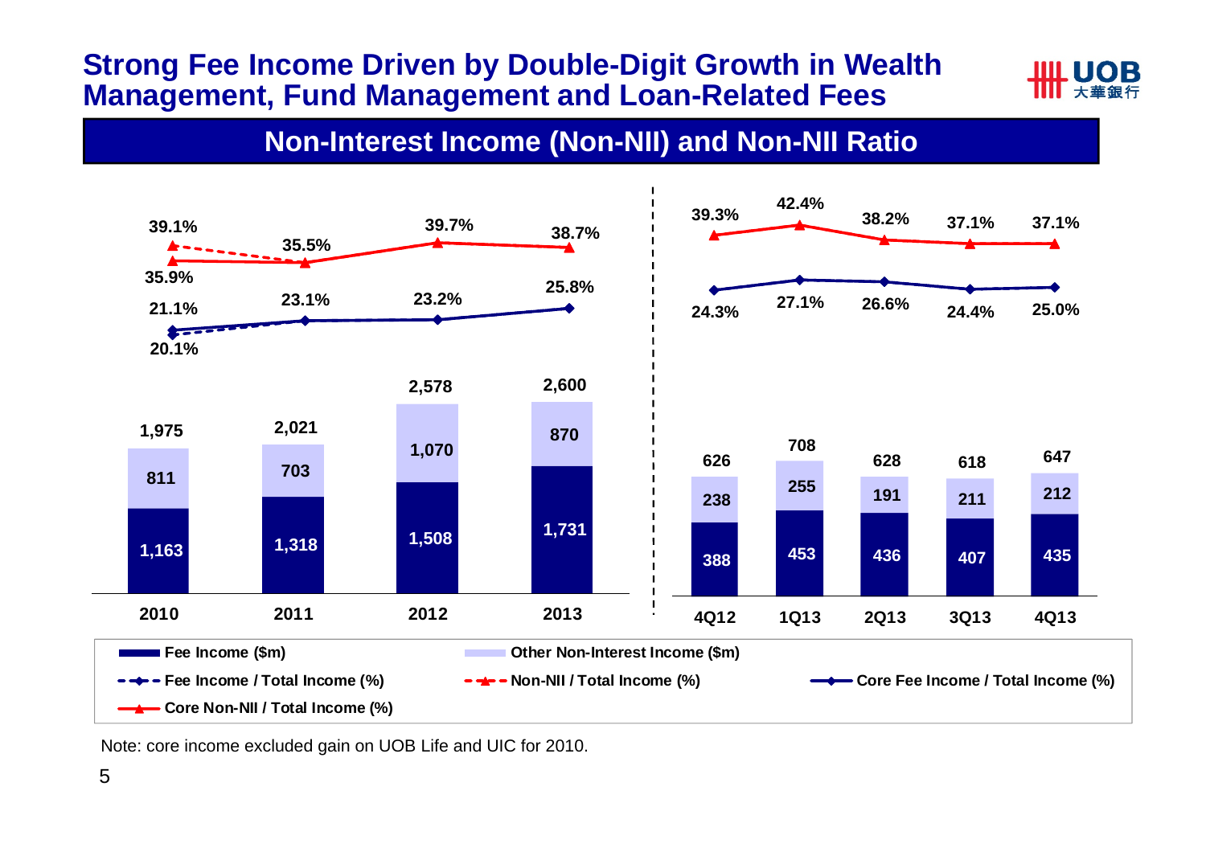# Strong Fee Income Driven by Double-Digit Growth in Wealth Management, Fund Management and Loan-Related Fees

## Non-Interest Income (Non-NII) and Non-NII Ratio

| | 2010 | 2011 | 2012 | 2013 |
|---|---|---|---|---|
| Fee Income ($m) | 1,163 | 1,318 | 1,508 | 1,731 |
| Other Non-Interest Income ($m) | 811 | 703 | 1,070 | 870 |
| Total ($m) | 1,975 | 2,021 | 2,578 | 2,600 |
| Fee Income / Total Income (%) | 20.1% | | | |
| Core Fee Income / Total Income (%) | 21.1% | 23.1% | 23.2% | 25.8% |
| Non-NII / Total Income (%) | 39.1% | | | |
| Core Non-NII / Total Income (%) | 35.9% | 35.5% | 39.7% | 38.7% |

| | 4Q12 | 1Q13 | 2Q13 | 3Q13 | 4Q13 |
|---|---|---|---|---|---|
| Fee Income ($m) | 388 | 453 | 436 | 407 | 435 |
| Other Non-Interest Income ($m) | 238 | 255 | 191 | 211 | 212 |
| Total ($m) | 626 | 708 | 628 | 618 | 647 |
| Core Fee Income / Total Income (%) | 24.3% | 27.1% | 26.6% | 24.4% | 25.0% |
| Core Non-NII / Total Income (%) | 39.3% | 42.4% | 38.2% | 37.1% | 37.1% |

Note: core income excluded gain on UOB Life and UIC for 2010.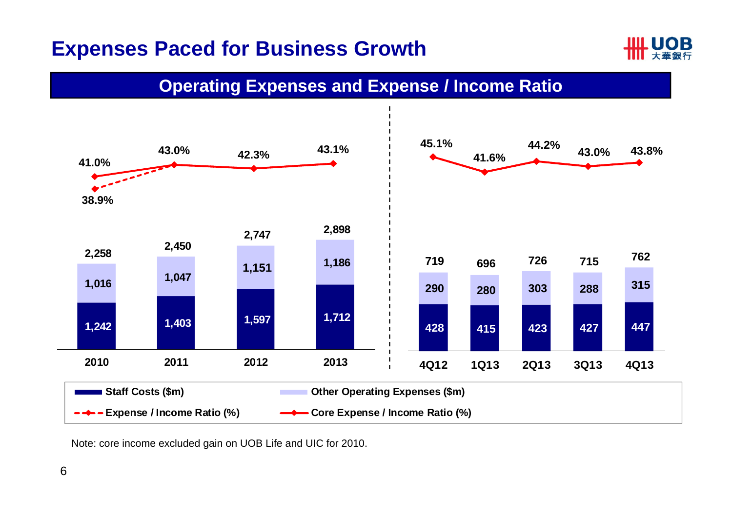# Expenses Paced for Business Growth

## Operating Expenses and Expense / Income Ratio

| | 2010 | 2011 | 2012 | 2013 |
|---|---|---|---|---|
| Staff Costs ($m) | 1,242 | 1,403 | 1,597 | 1,712 |
| Other Operating Expenses ($m) | 1,016 | 1,047 | 1,151 | 1,186 |
| Total ($m) | 2,258 | 2,450 | 2,747 | 2,898 |
| Expense / Income Ratio (%) | 38.9% | 43.0% | 42.3% | 43.1% |
| Core Expense / Income Ratio (%) | 41.0% | 43.0% | 42.3% | 43.1% |

| | 4Q12 | 1Q13 | 2Q13 | 3Q13 | 4Q13 |
|---|---|---|---|---|---|
| Staff Costs ($m) | 428 | 415 | 423 | 427 | 447 |
| Other Operating Expenses ($m) | 290 | 280 | 303 | 288 | 315 |
| Total ($m) | 719 | 696 | 726 | 715 | 762 |
| Core Expense / Income Ratio (%) | 45.1% | 41.6% | 44.2% | 43.0% | 43.8% |

Note: core income excluded gain on UOB Life and UIC for 2010.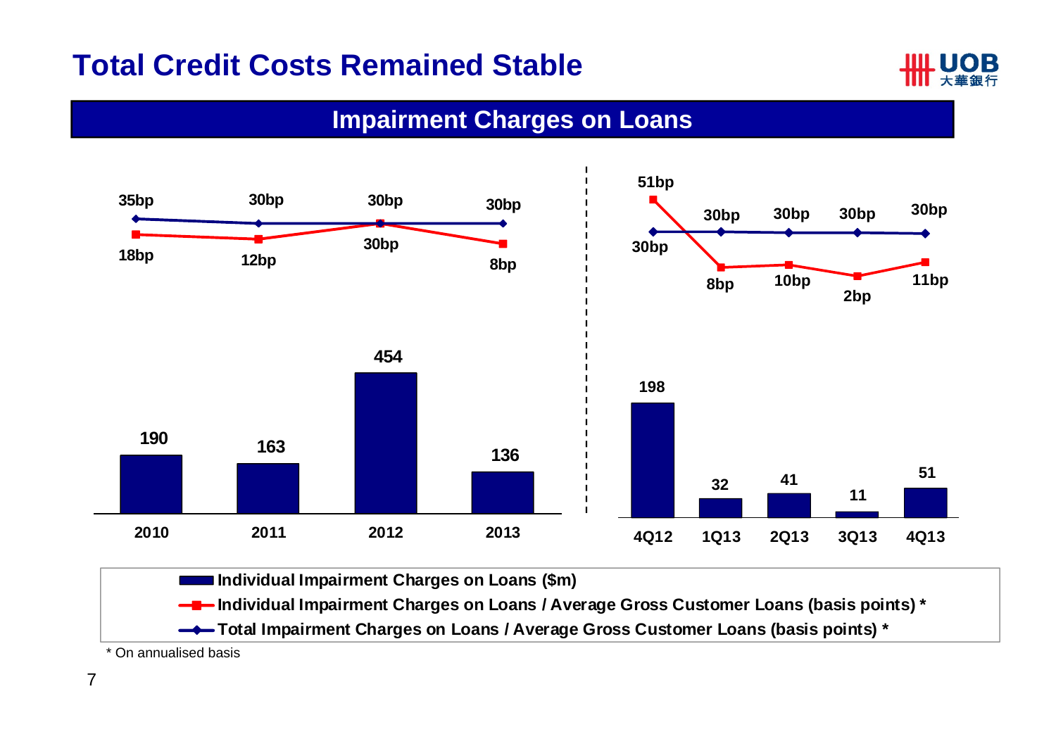# Total Credit Costs Remained Stable

## Impairment Charges on Loans

| Period | Individual Impairment Charges on Loans ($m) | Individual Impairment Charges on Loans / Average Gross Customer Loans (basis points) * | Total Impairment Charges on Loans / Average Gross Customer Loans (basis points) * |
|---|---|---|---|
| 2010 | 190 | 18bp | 35bp |
| 2011 | 163 | 12bp | 30bp |
| 2012 | 454 | 30bp | 30bp |
| 2013 | 136 | 8bp | 30bp |
| 4Q12 | 198 | 51bp | 30bp |
| 1Q13 | 32 | 8bp | 30bp |
| 2Q13 | 41 | 10bp | 30bp |
| 3Q13 | 11 | 2bp | 30bp |
| 4Q13 | 51 | 11bp | 30bp |

* On annualised basis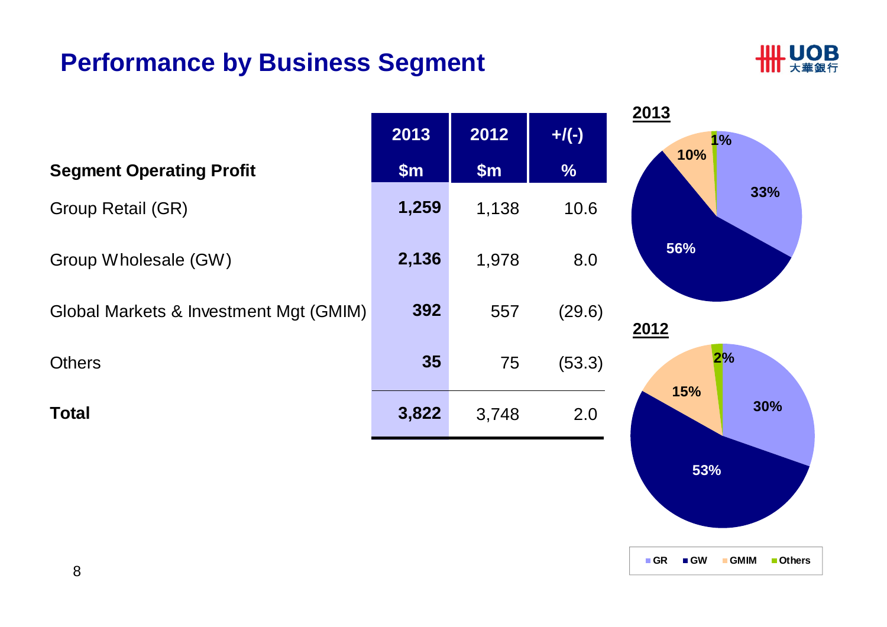# Performance by Business Segment

| Segment Operating Profit | 2013 $m | 2012 $m | +/(-) % |
|---|---|---|---|
| Group Retail (GR) | **1,259** | 1,138 | 10.6 |
| Group Wholesale (GW) | **2,136** | 1,978 | 8.0 |
| Global Markets & Investment Mgt (GMIM) | **392** | 557 | (29.6) |
| Others | **35** | 75 | (53.3) |
| **Total** | **3,822** | 3,748 | 2.0 |

**2013**

| Segment | Share |
|---|---|
| GR | 33% |
| GW | 56% |
| GMIM | 10% |
| Others | 1% |

**2012**

| Segment | Share |
|---|---|
| GR | 30% |
| GW | 53% |
| GMIM | 15% |
| Others | 2% |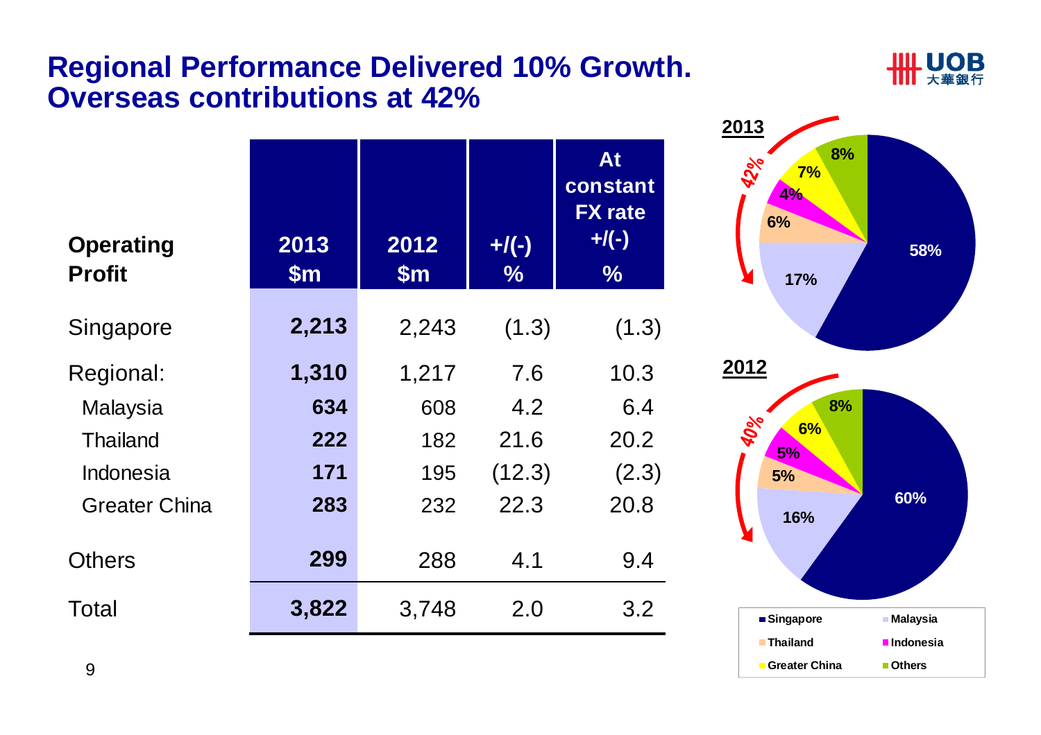# Regional Performance Delivered 10% Growth. Overseas contributions at 42%

| Operating Profit | 2013 $m | 2012 $m | +/(-) % | At constant FX rate +/(-) % |
|---|---|---|---|---|
| Singapore | **2,213** | 2,243 | (1.3) | (1.3) |
| Regional: | **1,310** | 1,217 | 7.6 | 10.3 |
| Malaysia | **634** | 608 | 4.2 | 6.4 |
| Thailand | **222** | 182 | 21.6 | 20.2 |
| Indonesia | **171** | 195 | (12.3) | (2.3) |
| Greater China | **283** | 232 | 22.3 | 20.8 |
| Others | **299** | 288 | 4.1 | 9.4 |
| Total | **3,822** | 3,748 | 2.0 | 3.2 |

**2013**

| Segment | Share |
|---|---|
| Singapore | 58% |
| Malaysia | 17% |
| Thailand | 6% |
| Indonesia | 4% |
| Greater China | 7% |
| Others | 8% |

Overseas: 42%

**2012**

| Segment | Share |
|---|---|
| Singapore | 60% |
| Malaysia | 16% |
| Thailand | 5% |
| Indonesia | 5% |
| Greater China | 6% |
| Others | 8% |

Overseas: 40%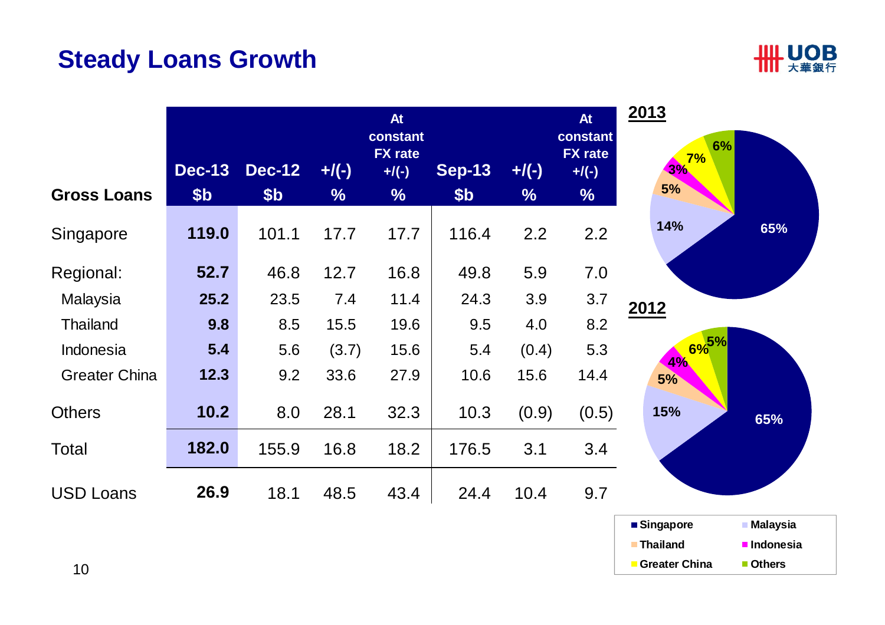# Steady Loans Growth

| Gross Loans | Dec-13 $b | Dec-12 $b | +/(-) % | At constant FX rate +/(-) % | Sep-13 $b | +/(-) % | At constant FX rate +/(-) % |
|---|---|---|---|---|---|---|---|
| Singapore | **119.0** | 101.1 | 17.7 | 17.7 | 116.4 | 2.2 | 2.2 |
| Regional: | **52.7** | 46.8 | 12.7 | 16.8 | 49.8 | 5.9 | 7.0 |
| Malaysia | **25.2** | 23.5 | 7.4 | 11.4 | 24.3 | 3.9 | 3.7 |
| Thailand | **9.8** | 8.5 | 15.5 | 19.6 | 9.5 | 4.0 | 8.2 |
| Indonesia | **5.4** | 5.6 | (3.7) | 15.6 | 5.4 | (0.4) | 5.3 |
| Greater China | **12.3** | 9.2 | 33.6 | 27.9 | 10.6 | 15.6 | 14.4 |
| Others | **10.2** | 8.0 | 28.1 | 32.3 | 10.3 | (0.9) | (0.5) |
| Total | **182.0** | 155.9 | 16.8 | 18.2 | 176.5 | 3.1 | 3.4 |
| USD Loans | **26.9** | 18.1 | 48.5 | 43.4 | 24.4 | 10.4 | 9.7 |

**2013**

| Singapore | Malaysia | Thailand | Indonesia | Greater China | Others |
|---|---|---|---|---|---|
| 65% | 14% | 5% | 3% | 7% | 6% |

**2012**

| Singapore | Malaysia | Thailand | Indonesia | Greater China | Others |
|---|---|---|---|---|---|
| 65% | 15% | 5% | 4% | 6% | 5% |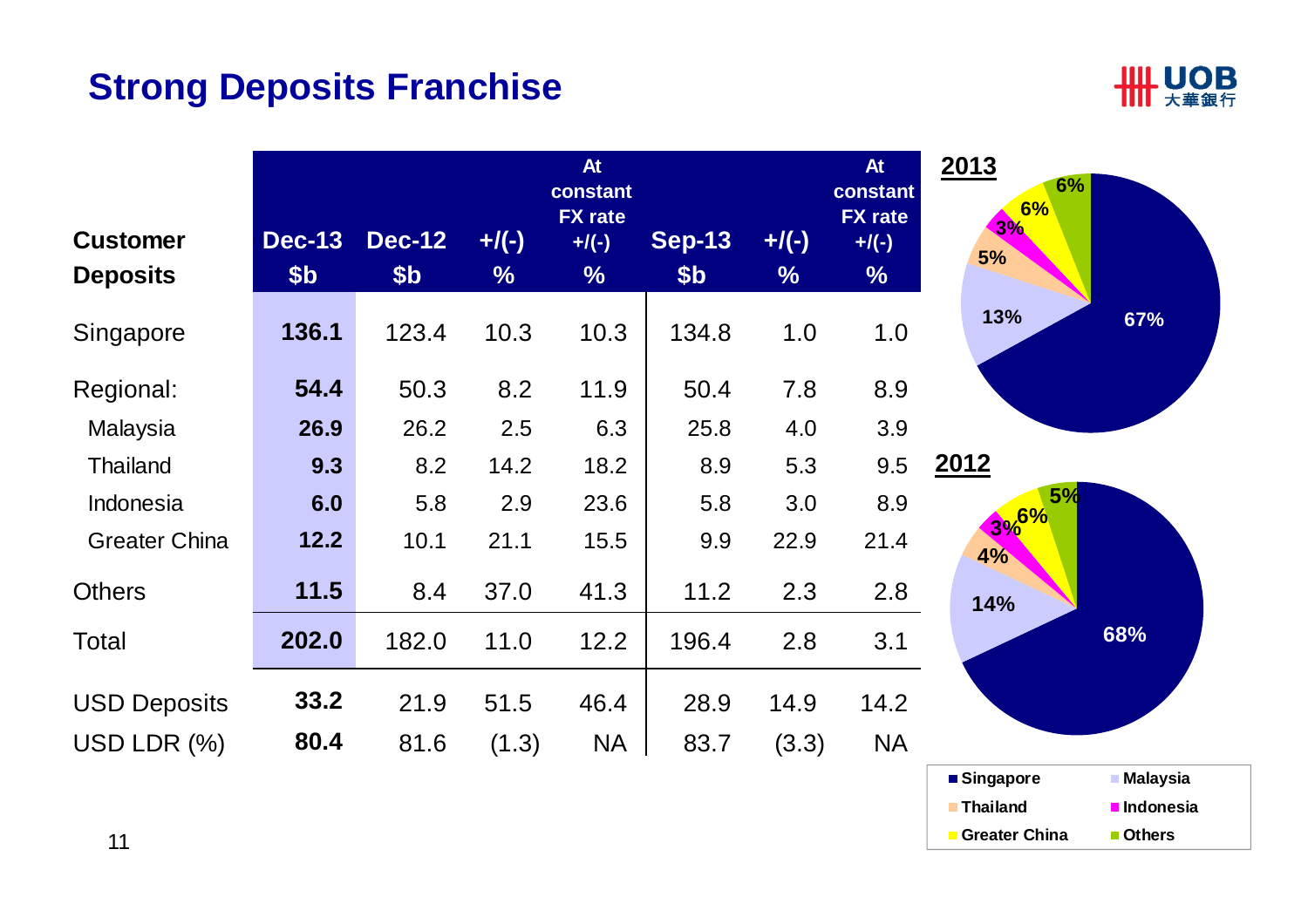# Strong Deposits Franchise

| Customer Deposits | Dec-13 $b | Dec-12 $b | +/(-) % | At constant FX rate +/(-) % | Sep-13 $b | +/(-) % | At constant FX rate +/(-) % |
|---|---|---|---|---|---|---|---|
| Singapore | **136.1** | 123.4 | 10.3 | 10.3 | 134.8 | 1.0 | 1.0 |
| Regional: | **54.4** | 50.3 | 8.2 | 11.9 | 50.4 | 7.8 | 8.9 |
| Malaysia | **26.9** | 26.2 | 2.5 | 6.3 | 25.8 | 4.0 | 3.9 |
| Thailand | **9.3** | 8.2 | 14.2 | 18.2 | 8.9 | 5.3 | 9.5 |
| Indonesia | **6.0** | 5.8 | 2.9 | 23.6 | 5.8 | 3.0 | 8.9 |
| Greater China | **12.2** | 10.1 | 21.1 | 15.5 | 9.9 | 22.9 | 21.4 |
| Others | **11.5** | 8.4 | 37.0 | 41.3 | 11.2 | 2.3 | 2.8 |
| Total | **202.0** | 182.0 | 11.0 | 12.2 | 196.4 | 2.8 | 3.1 |
| USD Deposits | **33.2** | 21.9 | 51.5 | 46.4 | 28.9 | 14.9 | 14.2 |
| USD LDR (%) | **80.4** | 81.6 | (1.3) | NA | 83.7 | (3.3) | NA |

**2013**

| Singapore | Malaysia | Thailand | Indonesia | Greater China | Others |
|---|---|---|---|---|---|
| 67% | 13% | 5% | 3% | 6% | 6% |

**2012**

| Singapore | Malaysia | Thailand | Indonesia | Greater China | Others |
|---|---|---|---|---|---|
| 68% | 14% | 4% | 3% | 6% | 5% |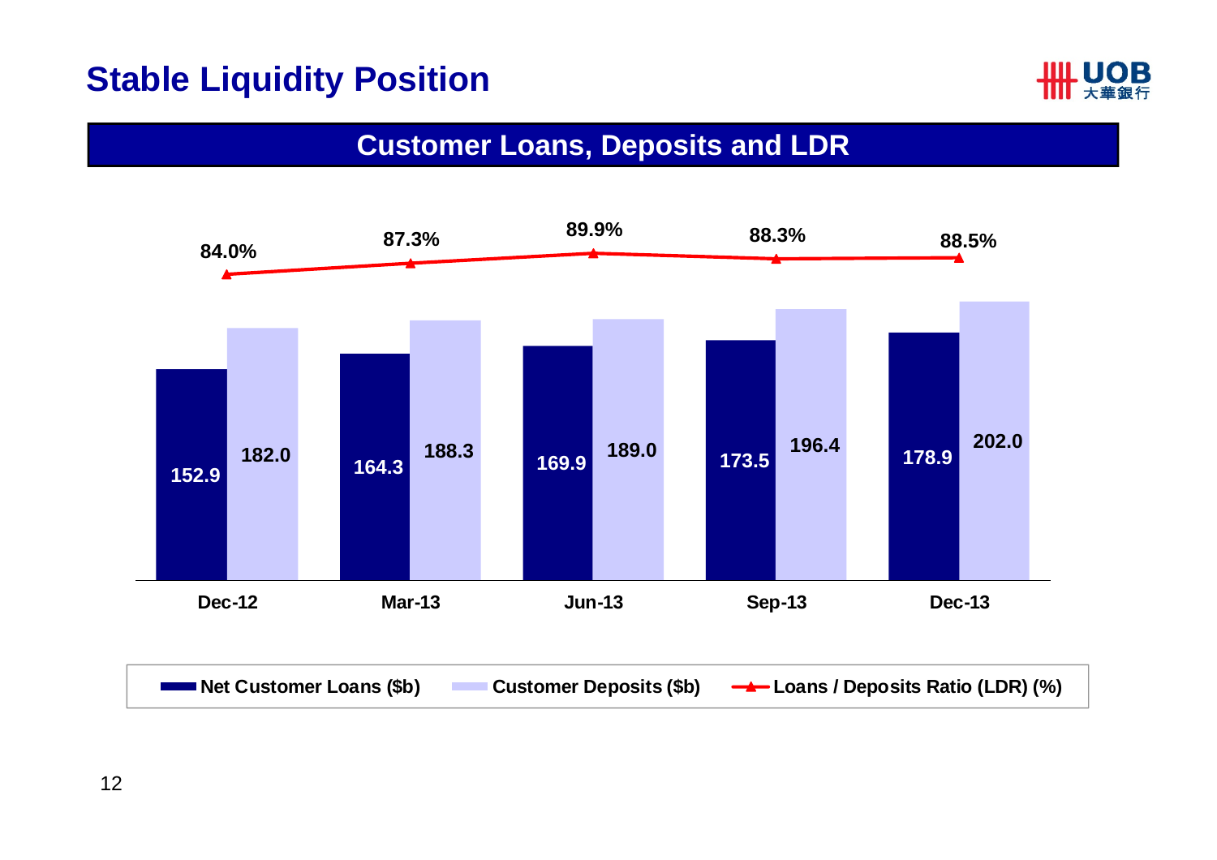# Stable Liquidity Position

## Customer Loans, Deposits and LDR

| | Dec-12 | Mar-13 | Jun-13 | Sep-13 | Dec-13 |
|---|---|---|---|---|---|
| Net Customer Loans ($b) | 152.9 | 164.3 | 169.9 | 173.5 | 178.9 |
| Customer Deposits ($b) | 182.0 | 188.3 | 189.0 | 196.4 | 202.0 |
| Loans / Deposits Ratio (LDR) (%) | 84.0% | 87.3% | 89.9% | 88.3% | 88.5% |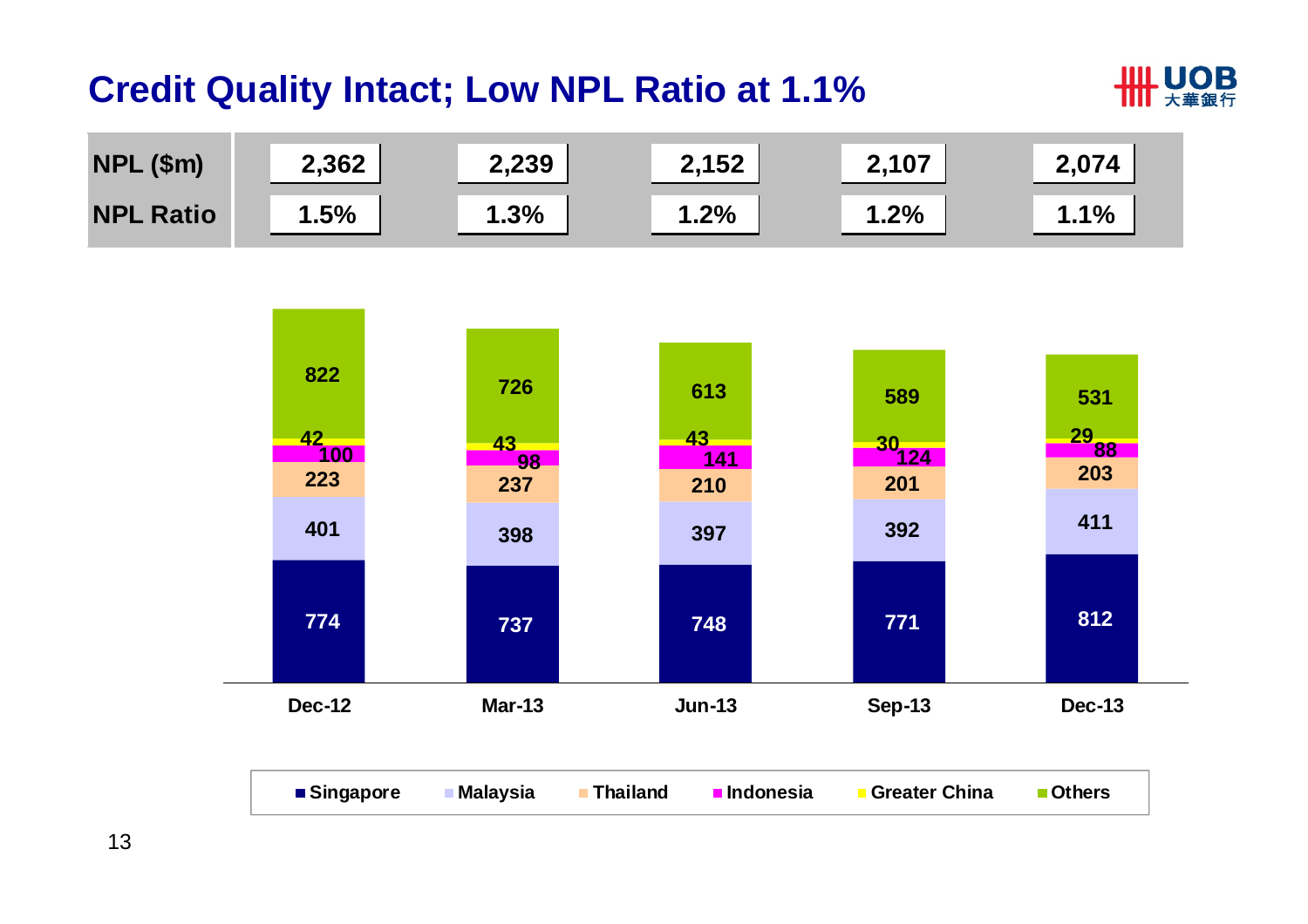# Credit Quality Intact; Low NPL Ratio at 1.1%

| | Dec-12 | Mar-13 | Jun-13 | Sep-13 | Dec-13 |
|---|---|---|---|---|---|
| NPL ($m) | 2,362 | 2,239 | 2,152 | 2,107 | 2,074 |
| NPL Ratio | 1.5% | 1.3% | 1.2% | 1.2% | 1.1% |

| | Dec-12 | Mar-13 | Jun-13 | Sep-13 | Dec-13 |
|---|---|---|---|---|---|
| Singapore | 774 | 737 | 748 | 771 | 812 |
| Malaysia | 401 | 398 | 397 | 392 | 411 |
| Thailand | 223 | 237 | 210 | 201 | 203 |
| Indonesia | 100 | 98 | 141 | 124 | 88 |
| Greater China | 42 | 43 | 43 | 30 | 29 |
| Others | 822 | 726 | 613 | 589 | 531 |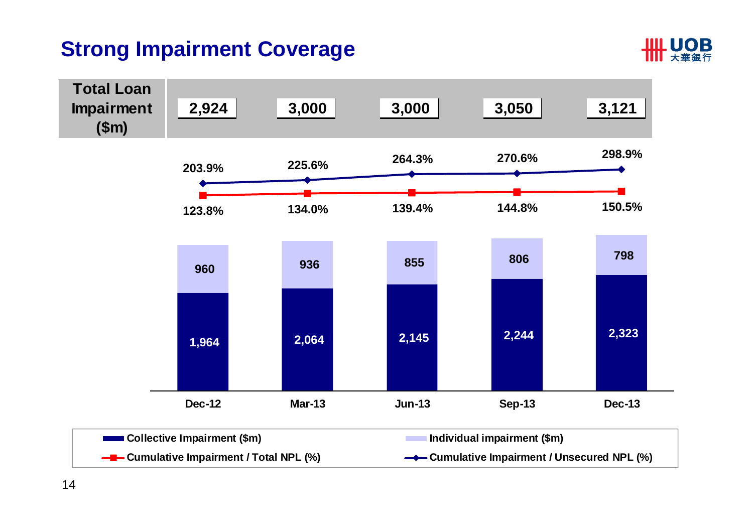# Strong Impairment Coverage

| | Dec-12 | Mar-13 | Jun-13 | Sep-13 | Dec-13 |
|---|---|---|---|---|---|
| Total Loan Impairment ($m) | 2,924 | 3,000 | 3,000 | 3,050 | 3,121 |
| Collective Impairment ($m) | 1,964 | 2,064 | 2,145 | 2,244 | 2,323 |
| Individual impairment ($m) | 960 | 936 | 855 | 806 | 798 |
| Cumulative Impairment / Total NPL (%) | 123.8% | 134.0% | 139.4% | 144.8% | 150.5% |
| Cumulative Impairment / Unsecured NPL (%) | 203.9% | 225.6% | 264.3% | 270.6% | 298.9% |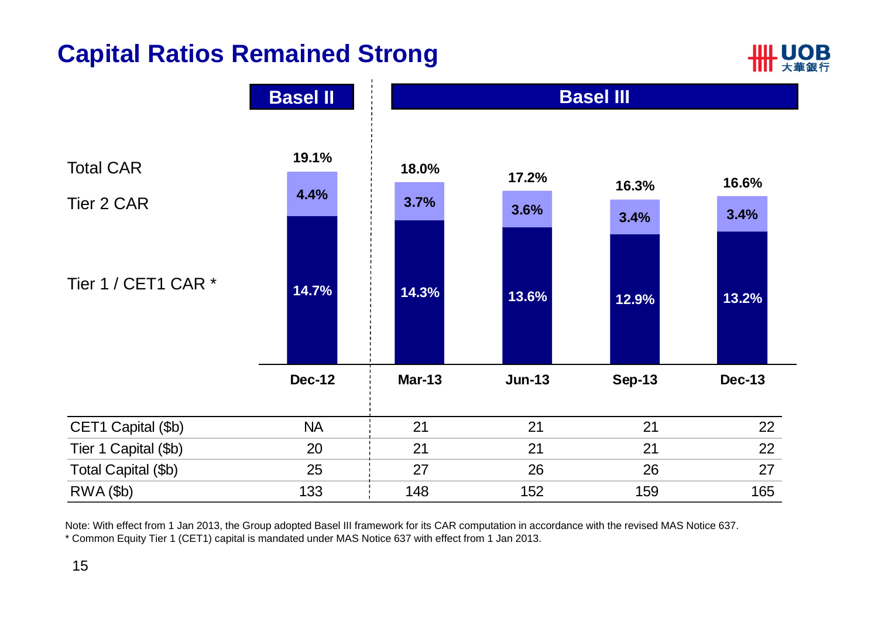# Capital Ratios Remained Strong

| | Basel II | Basel III | | | |
|---|---|---|---|---|---|
| | Dec-12 | Mar-13 | Jun-13 | Sep-13 | Dec-13 |
| Total CAR | 19.1% | 18.0% | 17.2% | 16.3% | 16.6% |
| Tier 2 CAR | 4.4% | 3.7% | 3.6% | 3.4% | 3.4% |
| Tier 1 / CET1 CAR * | 14.7% | 14.3% | 13.6% | 12.9% | 13.2% |

| | Dec-12 | Mar-13 | Jun-13 | Sep-13 | Dec-13 |
|---|---|---|---|---|---|
| CET1 Capital ($b) | NA | 21 | 21 | 21 | 22 |
| Tier 1 Capital ($b) | 20 | 21 | 21 | 21 | 22 |
| Total Capital ($b) | 25 | 27 | 26 | 26 | 27 |
| RWA ($b) | 133 | 148 | 152 | 159 | 165 |

Note: With effect from 1 Jan 2013, the Group adopted Basel III framework for its CAR computation in accordance with the revised MAS Notice 637.
* Common Equity Tier 1 (CET1) capital is mandated under MAS Notice 637 with effect from 1 Jan 2013.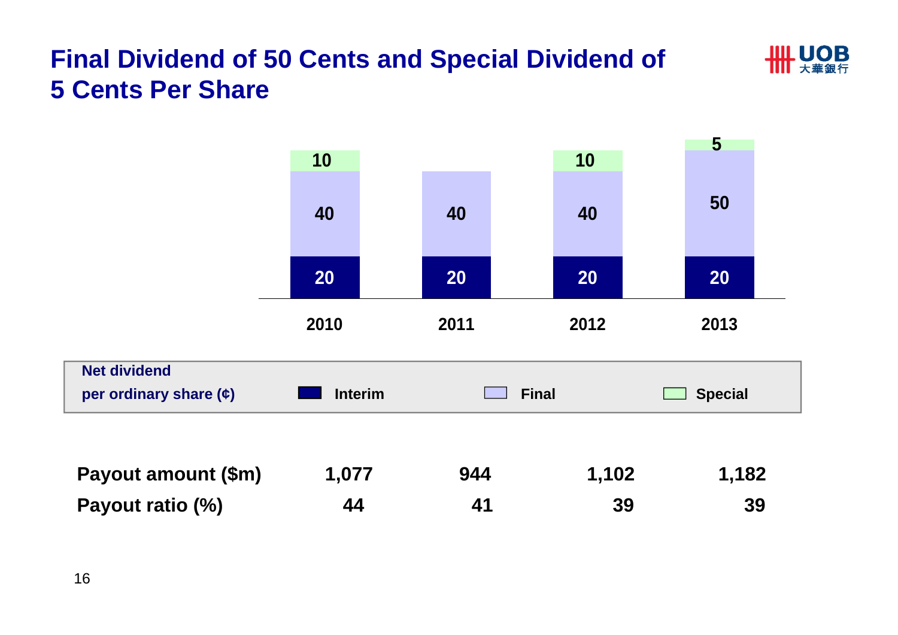# Final Dividend of 50 Cents and Special Dividend of 5 Cents Per Share

Net dividend per ordinary share (¢)

| | 2010 | 2011 | 2012 | 2013 |
|---|---|---|---|---|
| Interim | 20 | 20 | 20 | 20 |
| Final | 40 | 40 | 40 | 50 |
| Special | 10 | | 10 | 5 |

| | 2010 | 2011 | 2012 | 2013 |
|---|---|---|---|---|
| Payout amount ($m) | 1,077 | 944 | 1,102 | 1,182 |
| Payout ratio (%) | 44 | 41 | 39 | 39 |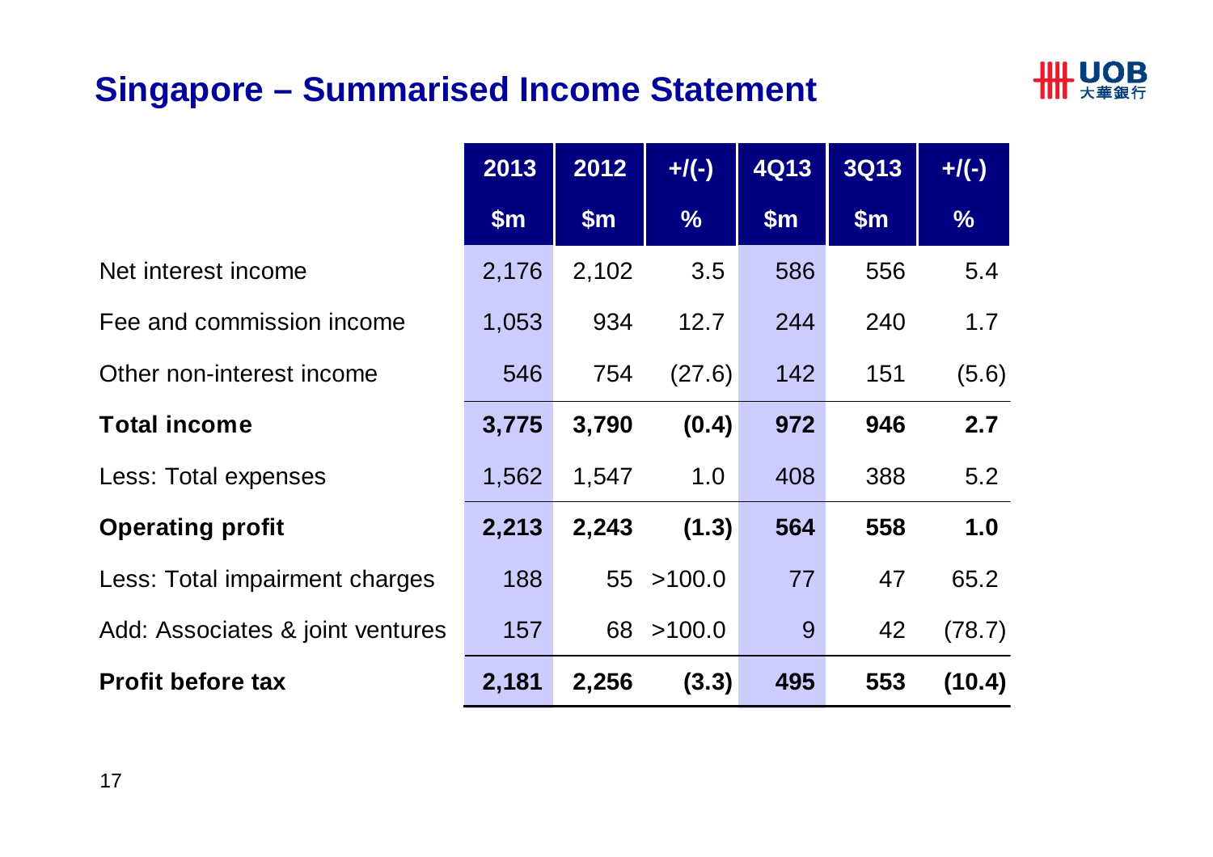# Singapore – Summarised Income Statement

| | 2013 | 2012 | +/(-) | 4Q13 | 3Q13 | +/(-) |
|---|---|---|---|---|---|---|
| | $m | $m | % | $m | $m | % |
| Net interest income | 2,176 | 2,102 | 3.5 | 586 | 556 | 5.4 |
| Fee and commission income | 1,053 | 934 | 12.7 | 244 | 240 | 1.7 |
| Other non-interest income | 546 | 754 | (27.6) | 142 | 151 | (5.6) |
| **Total income** | **3,775** | **3,790** | **(0.4)** | **972** | **946** | **2.7** |
| Less: Total expenses | 1,562 | 1,547 | 1.0 | 408 | 388 | 5.2 |
| **Operating profit** | **2,213** | **2,243** | **(1.3)** | **564** | **558** | **1.0** |
| Less: Total impairment charges | 188 | 55 | >100.0 | 77 | 47 | 65.2 |
| Add: Associates & joint ventures | 157 | 68 | >100.0 | 9 | 42 | (78.7) |
| **Profit before tax** | **2,181** | **2,256** | **(3.3)** | **495** | **553** | **(10.4)** |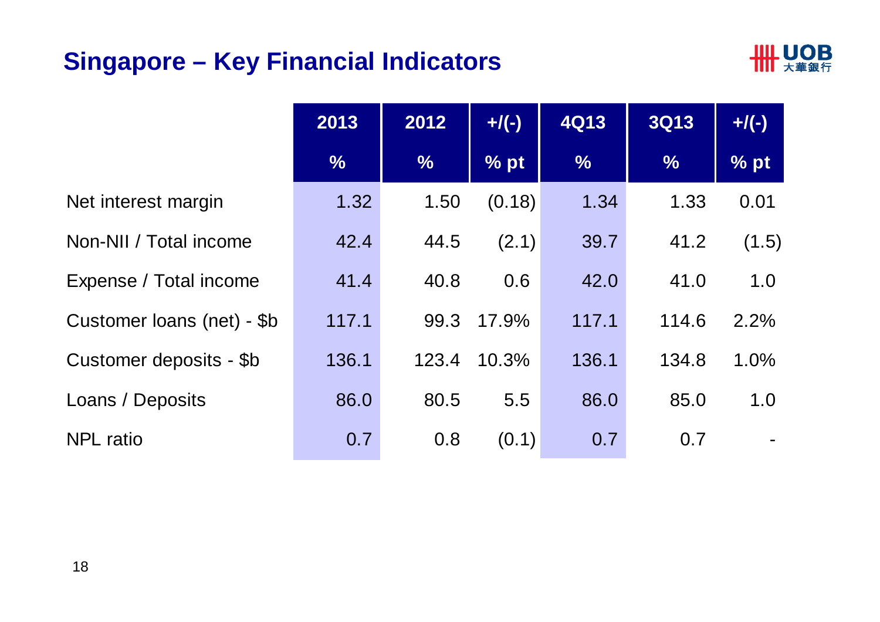# Singapore – Key Financial Indicators

| | 2013 | 2012 | +/(-) | 4Q13 | 3Q13 | +/(-) |
|---|---|---|---|---|---|---|
| | % | % | % pt | % | % | % pt |
| Net interest margin | 1.32 | 1.50 | (0.18) | 1.34 | 1.33 | 0.01 |
| Non-NII / Total income | 42.4 | 44.5 | (2.1) | 39.7 | 41.2 | (1.5) |
| Expense / Total income | 41.4 | 40.8 | 0.6 | 42.0 | 41.0 | 1.0 |
| Customer loans (net) - $b | 117.1 | 99.3 | 17.9% | 117.1 | 114.6 | 2.2% |
| Customer deposits - $b | 136.1 | 123.4 | 10.3% | 136.1 | 134.8 | 1.0% |
| Loans / Deposits | 86.0 | 80.5 | 5.5 | 86.0 | 85.0 | 1.0 |
| NPL ratio | 0.7 | 0.8 | (0.1) | 0.7 | 0.7 | - |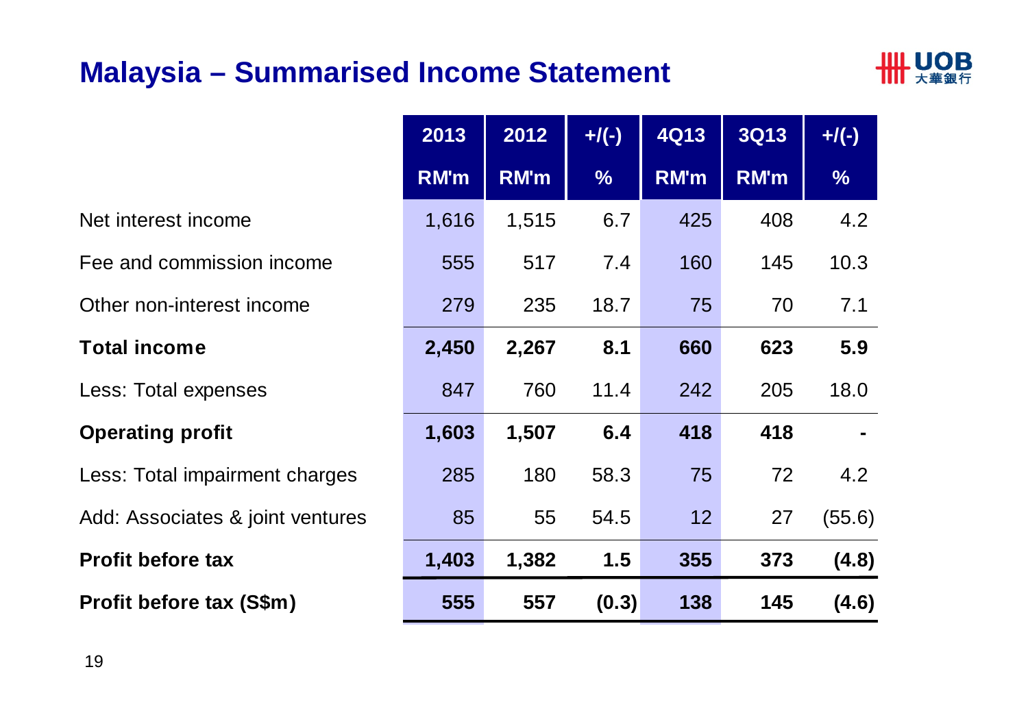# Malaysia – Summarised Income Statement

| | 2013 RM'm | 2012 RM'm | +/(-) % | 4Q13 RM'm | 3Q13 RM'm | +/(-) % |
|---|---|---|---|---|---|---|
| Net interest income | 1,616 | 1,515 | 6.7 | 425 | 408 | 4.2 |
| Fee and commission income | 555 | 517 | 7.4 | 160 | 145 | 10.3 |
| Other non-interest income | 279 | 235 | 18.7 | 75 | 70 | 7.1 |
| **Total income** | **2,450** | **2,267** | **8.1** | **660** | **623** | **5.9** |
| Less: Total expenses | 847 | 760 | 11.4 | 242 | 205 | 18.0 |
| **Operating profit** | **1,603** | **1,507** | **6.4** | **418** | **418** | **-** |
| Less: Total impairment charges | 285 | 180 | 58.3 | 75 | 72 | 4.2 |
| Add: Associates & joint ventures | 85 | 55 | 54.5 | 12 | 27 | (55.6) |
| **Profit before tax** | **1,403** | **1,382** | **1.5** | **355** | **373** | **(4.8)** |
| **Profit before tax (S$m)** | **555** | **557** | **(0.3)** | **138** | **145** | **(4.6)** |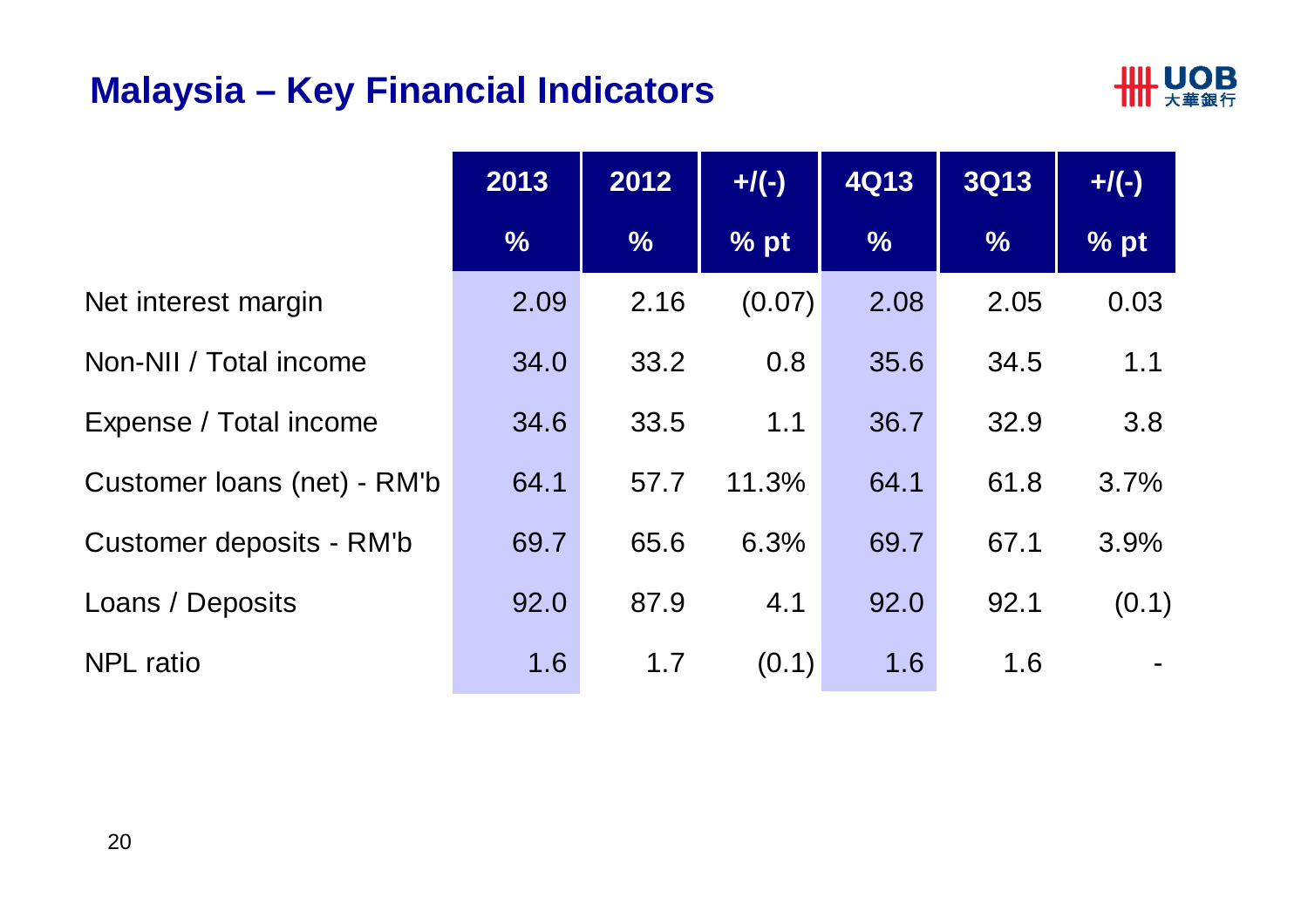# Malaysia – Key Financial Indicators

| | 2013 | 2012 | +/(-) | 4Q13 | 3Q13 | +/(-) |
|---|---|---|---|---|---|---|
| | % | % | % pt | % | % | % pt |
| Net interest margin | 2.09 | 2.16 | (0.07) | 2.08 | 2.05 | 0.03 |
| Non-NII / Total income | 34.0 | 33.2 | 0.8 | 35.6 | 34.5 | 1.1 |
| Expense / Total income | 34.6 | 33.5 | 1.1 | 36.7 | 32.9 | 3.8 |
| Customer loans (net) - RM'b | 64.1 | 57.7 | 11.3% | 64.1 | 61.8 | 3.7% |
| Customer deposits - RM'b | 69.7 | 65.6 | 6.3% | 69.7 | 67.1 | 3.9% |
| Loans / Deposits | 92.0 | 87.9 | 4.1 | 92.0 | 92.1 | (0.1) |
| NPL ratio | 1.6 | 1.7 | (0.1) | 1.6 | 1.6 | - |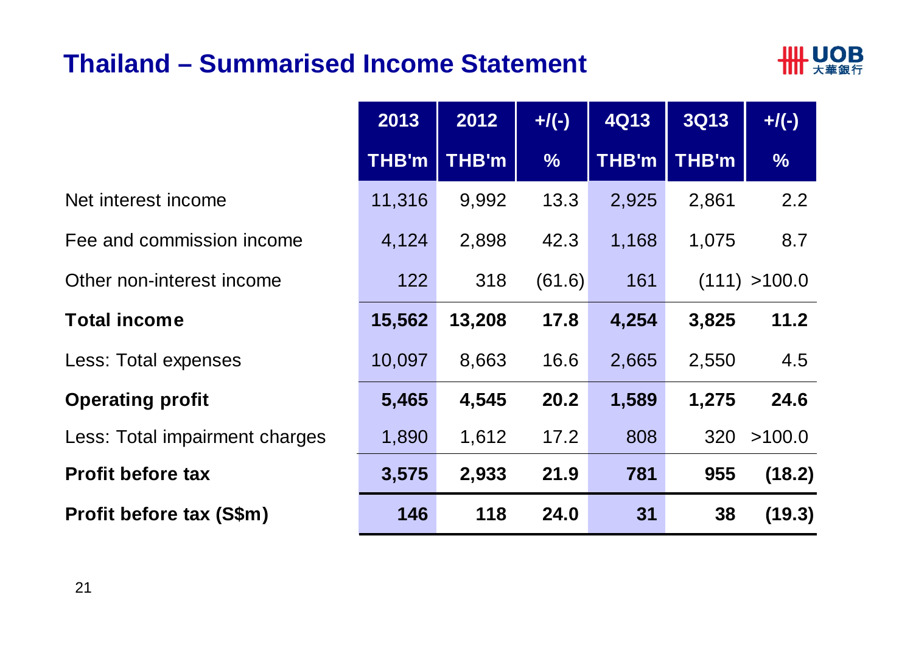# Thailand – Summarised Income Statement

| | 2013 | 2012 | +/(-) | 4Q13 | 3Q13 | +/(-) |
|---|---|---|---|---|---|---|
| | THB'm | THB'm | % | THB'm | THB'm | % |
| Net interest income | 11,316 | 9,992 | 13.3 | 2,925 | 2,861 | 2.2 |
| Fee and commission income | 4,124 | 2,898 | 42.3 | 1,168 | 1,075 | 8.7 |
| Other non-interest income | 122 | 318 | (61.6) | 161 | (111) | >100.0 |
| **Total income** | **15,562** | **13,208** | **17.8** | **4,254** | **3,825** | **11.2** |
| Less: Total expenses | 10,097 | 8,663 | 16.6 | 2,665 | 2,550 | 4.5 |
| **Operating profit** | **5,465** | **4,545** | **20.2** | **1,589** | **1,275** | **24.6** |
| Less: Total impairment charges | 1,890 | 1,612 | 17.2 | 808 | 320 | >100.0 |
| **Profit before tax** | **3,575** | **2,933** | **21.9** | **781** | **955** | **(18.2)** |
| **Profit before tax (S$m)** | **146** | **118** | **24.0** | **31** | **38** | **(19.3)** |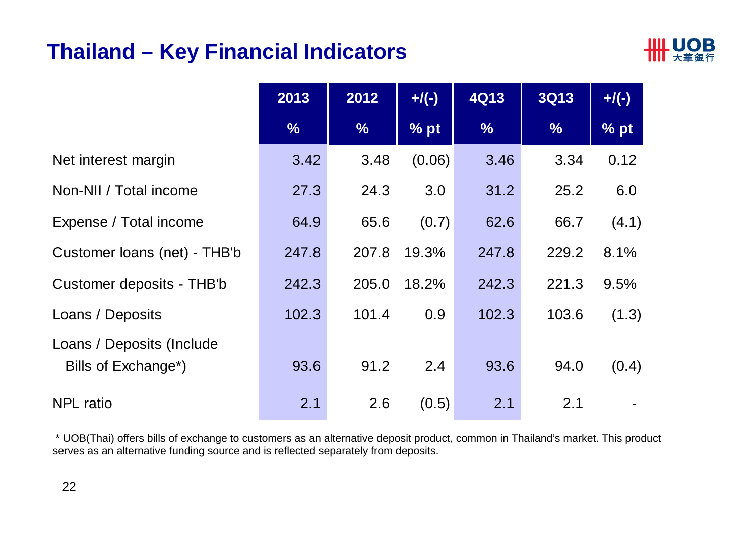# Thailand – Key Financial Indicators

| | 2013 | 2012 | +/(-) | 4Q13 | 3Q13 | +/(-) |
|---|---|---|---|---|---|---|
| | % | % | % pt | % | % | % pt |
| Net interest margin | 3.42 | 3.48 | (0.06) | 3.46 | 3.34 | 0.12 |
| Non-NII / Total income | 27.3 | 24.3 | 3.0 | 31.2 | 25.2 | 6.0 |
| Expense / Total income | 64.9 | 65.6 | (0.7) | 62.6 | 66.7 | (4.1) |
| Customer loans (net) - THB'b | 247.8 | 207.8 | 19.3% | 247.8 | 229.2 | 8.1% |
| Customer deposits - THB'b | 242.3 | 205.0 | 18.2% | 242.3 | 221.3 | 9.5% |
| Loans / Deposits | 102.3 | 101.4 | 0.9 | 102.3 | 103.6 | (1.3) |
| Loans / Deposits (Include Bills of Exchange*) | 93.6 | 91.2 | 2.4 | 93.6 | 94.0 | (0.4) |
| NPL ratio | 2.1 | 2.6 | (0.5) | 2.1 | 2.1 | - |

* UOB(Thai) offers bills of exchange to customers as an alternative deposit product, common in Thailand's market. This product serves as an alternative funding source and is reflected separately from deposits.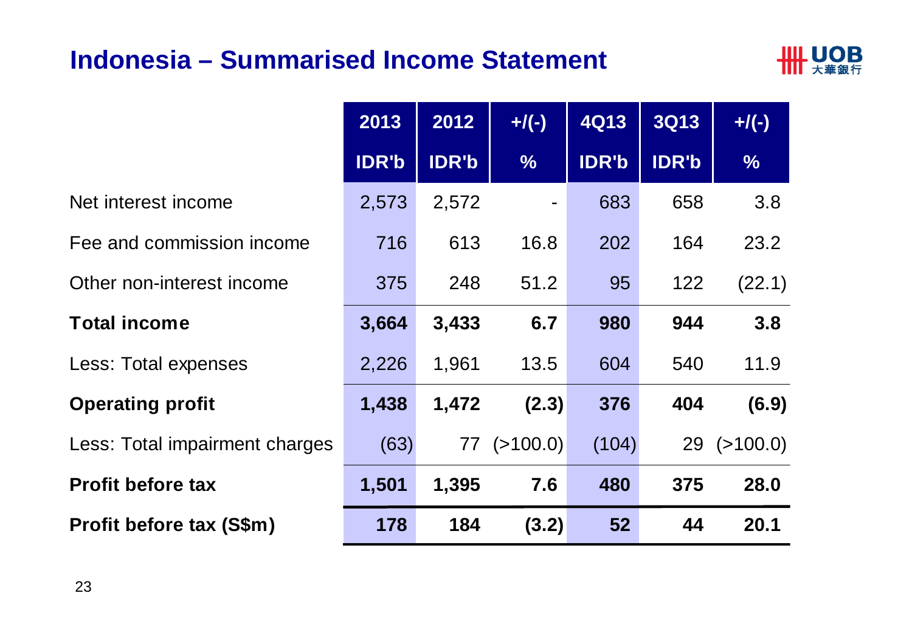# Indonesia – Summarised Income Statement

| | 2013 | 2012 | +/(-) | 4Q13 | 3Q13 | +/(-) |
|---|---|---|---|---|---|---|
| | IDR'b | IDR'b | % | IDR'b | IDR'b | % |
| Net interest income | 2,573 | 2,572 | - | 683 | 658 | 3.8 |
| Fee and commission income | 716 | 613 | 16.8 | 202 | 164 | 23.2 |
| Other non-interest income | 375 | 248 | 51.2 | 95 | 122 | (22.1) |
| **Total income** | **3,664** | **3,433** | **6.7** | **980** | **944** | **3.8** |
| Less: Total expenses | 2,226 | 1,961 | 13.5 | 604 | 540 | 11.9 |
| **Operating profit** | **1,438** | **1,472** | **(2.3)** | **376** | **404** | **(6.9)** |
| Less: Total impairment charges | (63) | 77 | (>100.0) | (104) | 29 | (>100.0) |
| **Profit before tax** | **1,501** | **1,395** | **7.6** | **480** | **375** | **28.0** |
| **Profit before tax (S$m)** | **178** | **184** | **(3.2)** | **52** | **44** | **20.1** |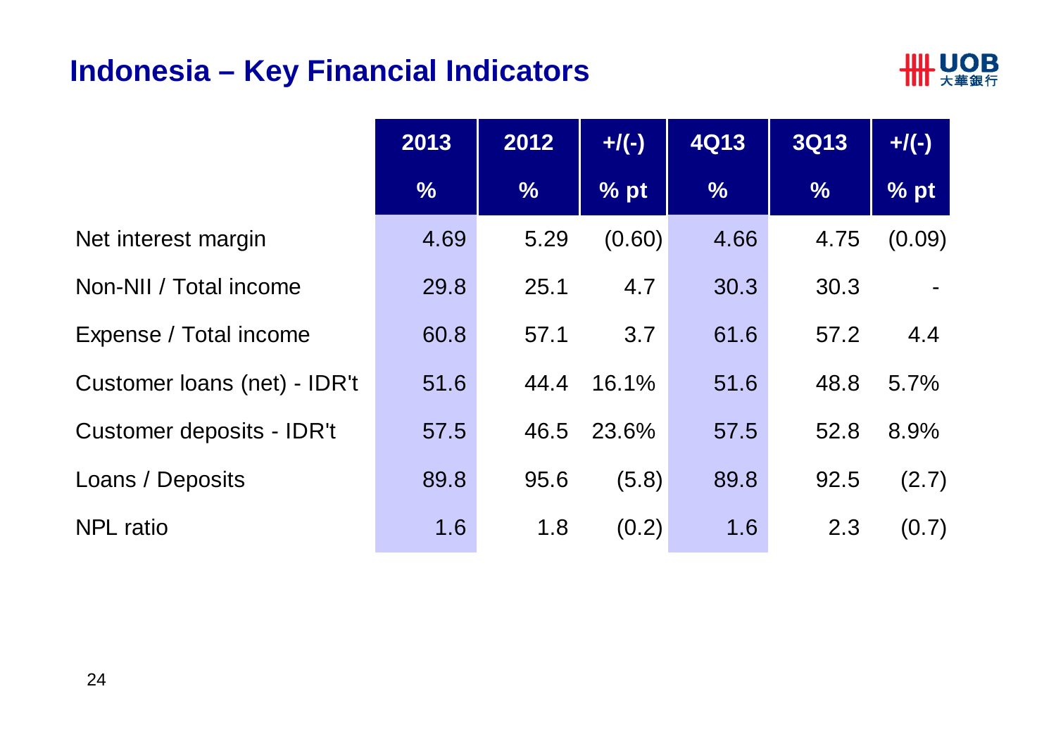## Indonesia – Key Financial Indicators

| | 2013 | 2012 | +/(-) | 4Q13 | 3Q13 | +/(-) |
|---|---|---|---|---|---|---|
| | % | % | % pt | % | % | % pt |
| Net interest margin | 4.69 | 5.29 | (0.60) | 4.66 | 4.75 | (0.09) |
| Non-NII / Total income | 29.8 | 25.1 | 4.7 | 30.3 | 30.3 | - |
| Expense / Total income | 60.8 | 57.1 | 3.7 | 61.6 | 57.2 | 4.4 |
| Customer loans (net) - IDR't | 51.6 | 44.4 | 16.1% | 51.6 | 48.8 | 5.7% |
| Customer deposits - IDR't | 57.5 | 46.5 | 23.6% | 57.5 | 52.8 | 8.9% |
| Loans / Deposits | 89.8 | 95.6 | (5.8) | 89.8 | 92.5 | (2.7) |
| NPL ratio | 1.6 | 1.8 | (0.2) | 1.6 | 2.3 | (0.7) |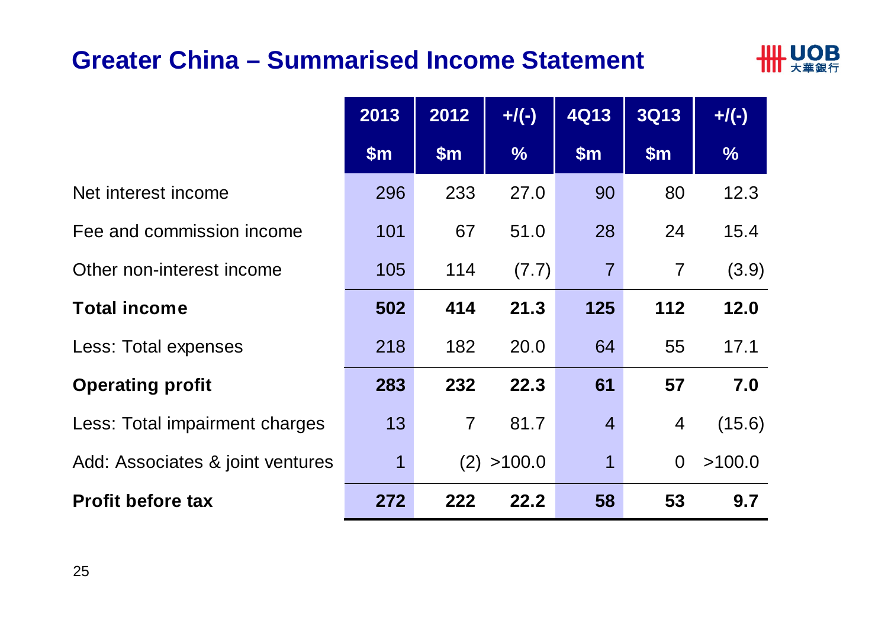# Greater China – Summarised Income Statement

| | 2013 | 2012 | +/(-) | 4Q13 | 3Q13 | +/(-) |
|---|---|---|---|---|---|---|
| | $m | $m | % | $m | $m | % |
| Net interest income | 296 | 233 | 27.0 | 90 | 80 | 12.3 |
| Fee and commission income | 101 | 67 | 51.0 | 28 | 24 | 15.4 |
| Other non-interest income | 105 | 114 | (7.7) | 7 | 7 | (3.9) |
| **Total income** | **502** | **414** | **21.3** | **125** | **112** | **12.0** |
| Less: Total expenses | 218 | 182 | 20.0 | 64 | 55 | 17.1 |
| **Operating profit** | **283** | **232** | **22.3** | **61** | **57** | **7.0** |
| Less: Total impairment charges | 13 | 7 | 81.7 | 4 | 4 | (15.6) |
| Add: Associates & joint ventures | 1 | (2) | >100.0 | 1 | 0 | >100.0 |
| **Profit before tax** | **272** | **222** | **22.2** | **58** | **53** | **9.7** |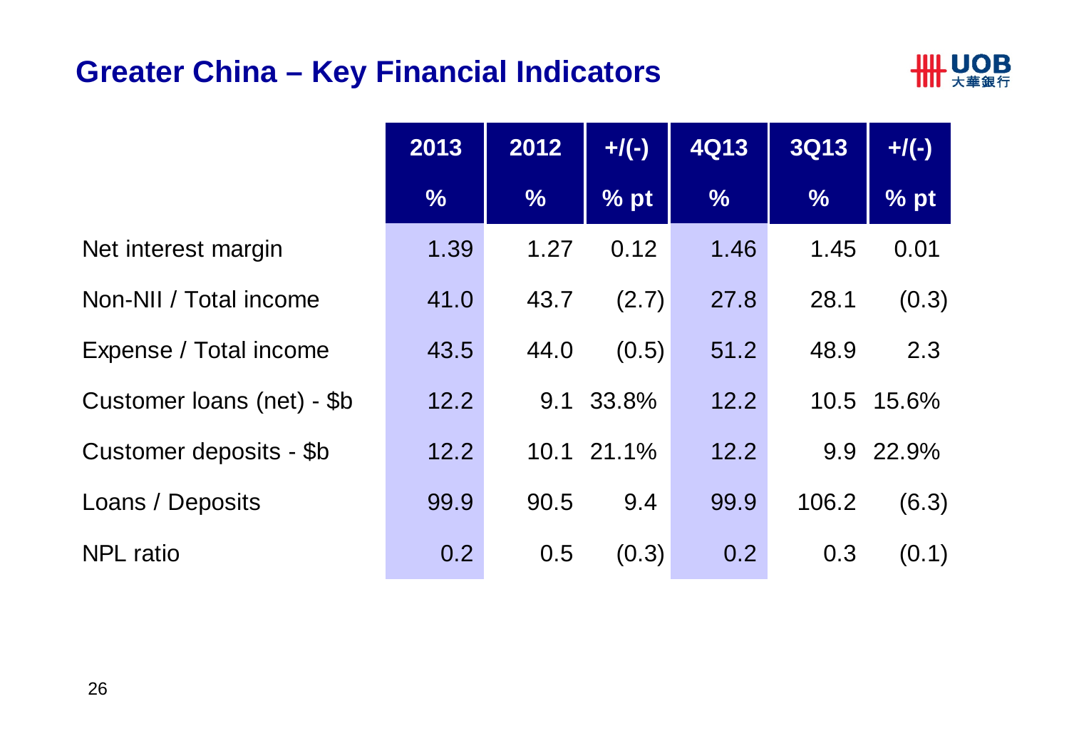# Greater China – Key Financial Indicators

| | 2013 | 2012 | +/(-) | 4Q13 | 3Q13 | +/(-) |
|---|---|---|---|---|---|---|
| | % | % | % pt | % | % | % pt |
| Net interest margin | 1.39 | 1.27 | 0.12 | 1.46 | 1.45 | 0.01 |
| Non-NII / Total income | 41.0 | 43.7 | (2.7) | 27.8 | 28.1 | (0.3) |
| Expense / Total income | 43.5 | 44.0 | (0.5) | 51.2 | 48.9 | 2.3 |
| Customer loans (net) - $b | 12.2 | 9.1 | 33.8% | 12.2 | 10.5 | 15.6% |
| Customer deposits - $b | 12.2 | 10.1 | 21.1% | 12.2 | 9.9 | 22.9% |
| Loans / Deposits | 99.9 | 90.5 | 9.4 | 99.9 | 106.2 | (6.3) |
| NPL ratio | 0.2 | 0.5 | (0.3) | 0.2 | 0.3 | (0.1) |